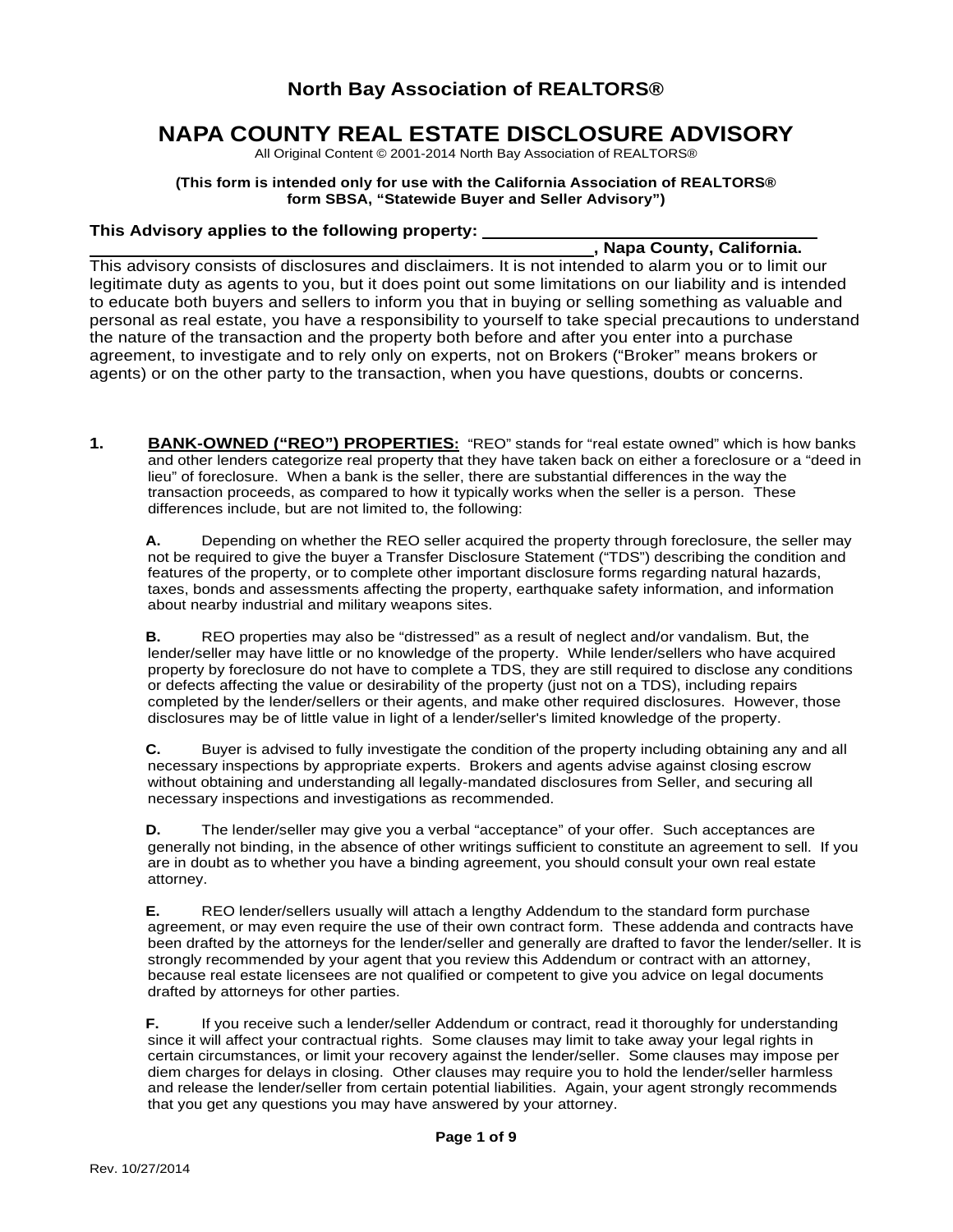# North Bay Association of REALTORS®

# NAPA COUNTY REAL ESTATE DISCLOSURE ADVISORY

All Original Content © 2001-2014 North Bay Association of REALTORS®

**(This form is intended only for use with the California Association of REALTORS® form SBSA, "Statewide Buyer and Seller Advisory")**

**This Advisory applies to the following property: ______________________________**
**__________________________________________________, Napa County, California.**

This advisory consists of disclosures and disclaimers. It is not intended to alarm you or to limit our legitimate duty as agents to you, but it does point out some limitations on our liability and is intended to educate both buyers and sellers to inform you that in buying or selling something as valuable and personal as real estate, you have a responsibility to yourself to take special precautions to understand the nature of the transaction and the property both before and after you enter into a purchase agreement, to investigate and to rely only on experts, not on Brokers ("Broker" means brokers or agents) or on the other party to the transaction, when you have questions, doubts or concerns.

**1. BANK-OWNED ("REO") PROPERTIES:** "REO" stands for "real estate owned" which is how banks and other lenders categorize real property that they have taken back on either a foreclosure or a "deed in lieu" of foreclosure. When a bank is the seller, there are substantial differences in the way the transaction proceeds, as compared to how it typically works when the seller is a person. These differences include, but are not limited to, the following:

**A.** Depending on whether the REO seller acquired the property through foreclosure, the seller may not be required to give the buyer a Transfer Disclosure Statement ("TDS") describing the condition and features of the property, or to complete other important disclosure forms regarding natural hazards, taxes, bonds and assessments affecting the property, earthquake safety information, and information about nearby industrial and military weapons sites.

**B.** REO properties may also be "distressed" as a result of neglect and/or vandalism. But, the lender/seller may have little or no knowledge of the property. While lender/sellers who have acquired property by foreclosure do not have to complete a TDS, they are still required to disclose any conditions or defects affecting the value or desirability of the property (just not on a TDS), including repairs completed by the lender/sellers or their agents, and make other required disclosures. However, those disclosures may be of little value in light of a lender/seller's limited knowledge of the property.

**C.** Buyer is advised to fully investigate the condition of the property including obtaining any and all necessary inspections by appropriate experts. Brokers and agents advise against closing escrow without obtaining and understanding all legally-mandated disclosures from Seller, and securing all necessary inspections and investigations as recommended.

**D.** The lender/seller may give you a verbal "acceptance" of your offer. Such acceptances are generally not binding, in the absence of other writings sufficient to constitute an agreement to sell. If you are in doubt as to whether you have a binding agreement, you should consult your own real estate attorney.

**E.** REO lender/sellers usually will attach a lengthy Addendum to the standard form purchase agreement, or may even require the use of their own contract form. These addenda and contracts have been drafted by the attorneys for the lender/seller and generally are drafted to favor the lender/seller. It is strongly recommended by your agent that you review this Addendum or contract with an attorney, because real estate licensees are not qualified or competent to give you advice on legal documents drafted by attorneys for other parties.

**F.** If you receive such a lender/seller Addendum or contract, read it thoroughly for understanding since it will affect your contractual rights. Some clauses may limit to take away your legal rights in certain circumstances, or limit your recovery against the lender/seller. Some clauses may impose per diem charges for delays in closing. Other clauses may require you to hold the lender/seller harmless and release the lender/seller from certain potential liabilities. Again, your agent strongly recommends that you get any questions you may have answered by your attorney.

Rev. 10/27/2014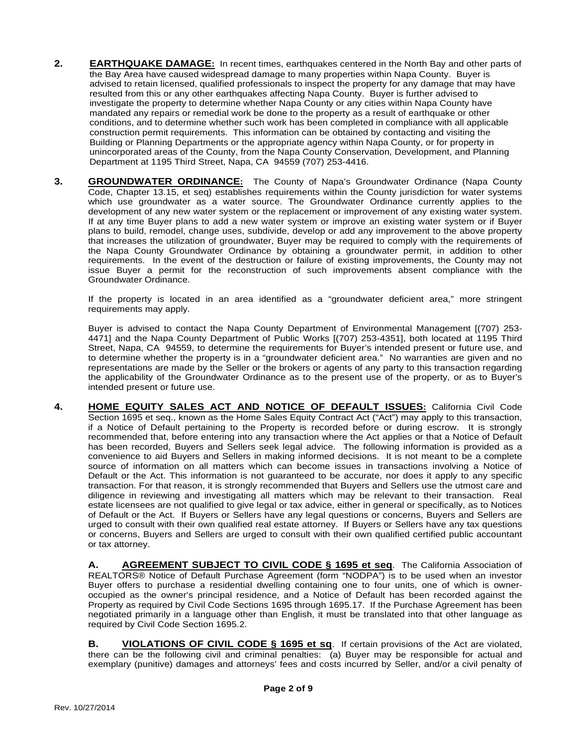2. **EARTHQUAKE DAMAGE:** In recent times, earthquakes centered in the North Bay and other parts of the Bay Area have caused widespread damage to many properties within Napa County. Buyer is advised to retain licensed, qualified professionals to inspect the property for any damage that may have resulted from this or any other earthquakes affecting Napa County. Buyer is further advised to investigate the property to determine whether Napa County or any cities within Napa County have mandated any repairs or remedial work be done to the property as a result of earthquake or other conditions, and to determine whether such work has been completed in compliance with all applicable construction permit requirements. This information can be obtained by contacting and visiting the Building or Planning Departments or the appropriate agency within Napa County, or for property in unincorporated areas of the County, from the Napa County Conservation, Development, and Planning Department at 1195 Third Street, Napa, CA 94559 (707) 253-4416.

3. **GROUNDWATER ORDINANCE:** The County of Napa's Groundwater Ordinance (Napa County Code, Chapter 13.15, et seq) establishes requirements within the County jurisdiction for water systems which use groundwater as a water source. The Groundwater Ordinance currently applies to the development of any new water system or the replacement or improvement of any existing water system. If at any time Buyer plans to add a new water system or improve an existing water system or if Buyer plans to build, remodel, change uses, subdivide, develop or add any improvement to the above property that increases the utilization of groundwater, Buyer may be required to comply with the requirements of the Napa County Groundwater Ordinance by obtaining a groundwater permit, in addition to other requirements. In the event of the destruction or failure of existing improvements, the County may not issue Buyer a permit for the reconstruction of such improvements absent compliance with the Groundwater Ordinance.

   If the property is located in an area identified as a "groundwater deficient area," more stringent requirements may apply.

   Buyer is advised to contact the Napa County Department of Environmental Management [(707) 253-4471] and the Napa County Department of Public Works [(707) 253-4351], both located at 1195 Third Street, Napa, CA 94559, to determine the requirements for Buyer's intended present or future use, and to determine whether the property is in a "groundwater deficient area." No warranties are given and no representations are made by the Seller or the brokers or agents of any party to this transaction regarding the applicability of the Groundwater Ordinance as to the present use of the property, or as to Buyer's intended present or future use.

4. **HOME EQUITY SALES ACT AND NOTICE OF DEFAULT ISSUES:** California Civil Code Section 1695 et seq., known as the Home Sales Equity Contract Act ("Act") may apply to this transaction, if a Notice of Default pertaining to the Property is recorded before or during escrow. It is strongly recommended that, before entering into any transaction where the Act applies or that a Notice of Default has been recorded, Buyers and Sellers seek legal advice. The following information is provided as a convenience to aid Buyers and Sellers in making informed decisions. It is not meant to be a complete source of information on all matters which can become issues in transactions involving a Notice of Default or the Act. This information is not guaranteed to be accurate, nor does it apply to any specific transaction. For that reason, it is strongly recommended that Buyers and Sellers use the utmost care and diligence in reviewing and investigating all matters which may be relevant to their transaction. Real estate licensees are not qualified to give legal or tax advice, either in general or specifically, as to Notices of Default or the Act. If Buyers or Sellers have any legal questions or concerns, Buyers and Sellers are urged to consult with their own qualified real estate attorney. If Buyers or Sellers have any tax questions or concerns, Buyers and Sellers are urged to consult with their own qualified certified public accountant or tax attorney.

   **A. AGREEMENT SUBJECT TO CIVIL CODE § 1695 et seq**. The California Association of REALTORS® Notice of Default Purchase Agreement (form "NODPA") is to be used when an investor Buyer offers to purchase a residential dwelling containing one to four units, one of which is owner-occupied as the owner's principal residence, and a Notice of Default has been recorded against the Property as required by Civil Code Sections 1695 through 1695.17. If the Purchase Agreement has been negotiated primarily in a language other than English, it must be translated into that other language as required by Civil Code Section 1695.2.

   **B. VIOLATIONS OF CIVIL CODE § 1695 et sq**. If certain provisions of the Act are violated, there can be the following civil and criminal penalties: (a) Buyer may be responsible for actual and exemplary (punitive) damages and attorneys' fees and costs incurred by Seller, and/or a civil penalty of

Rev. 10/27/2014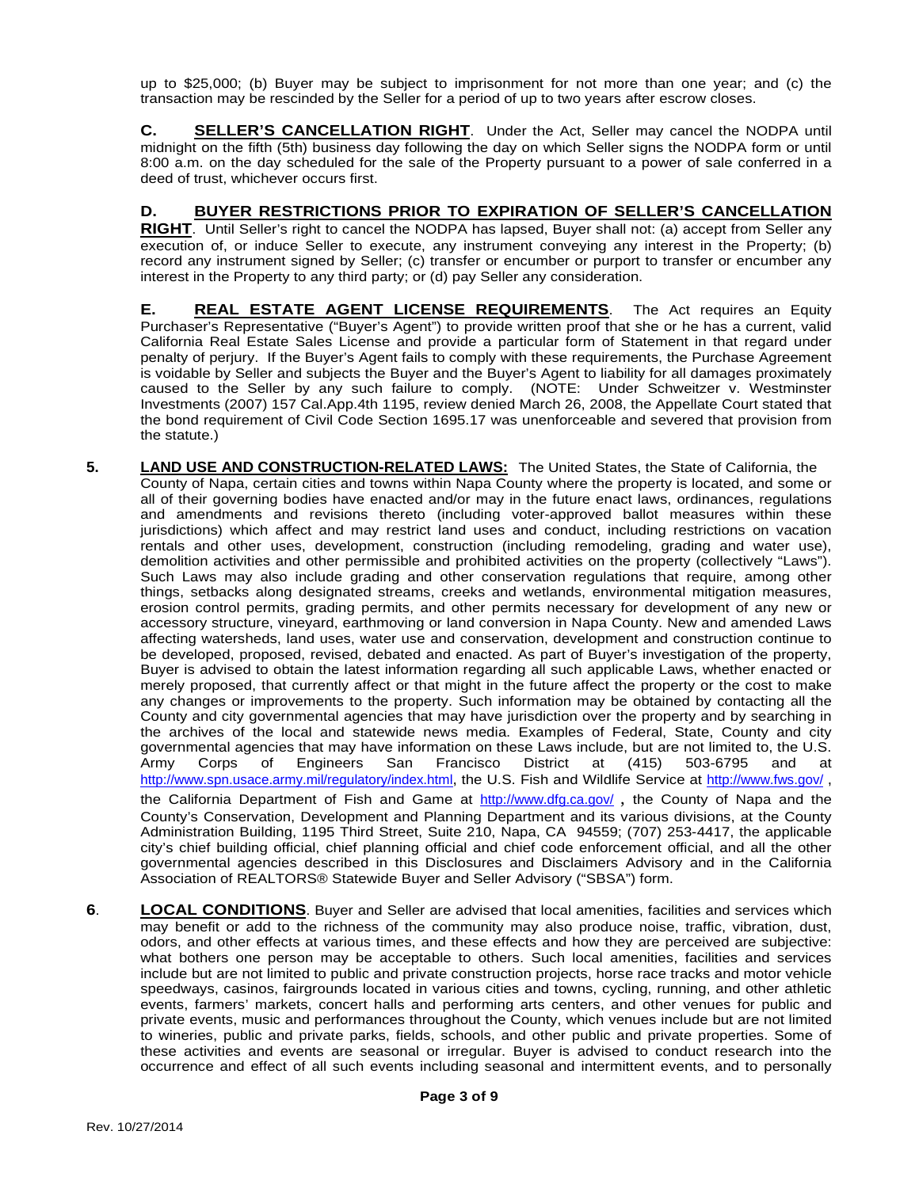up to $25,000; (b) Buyer may be subject to imprisonment for not more than one year; and (c) the transaction may be rescinded by the Seller for a period of up to two years after escrow closes.

**C. SELLER'S CANCELLATION RIGHT**. Under the Act, Seller may cancel the NODPA until midnight on the fifth (5th) business day following the day on which Seller signs the NODPA form or until 8:00 a.m. on the day scheduled for the sale of the Property pursuant to a power of sale conferred in a deed of trust, whichever occurs first.

**D. BUYER RESTRICTIONS PRIOR TO EXPIRATION OF SELLER'S CANCELLATION RIGHT**. Until Seller's right to cancel the NODPA has lapsed, Buyer shall not: (a) accept from Seller any execution of, or induce Seller to execute, any instrument conveying any interest in the Property; (b) record any instrument signed by Seller; (c) transfer or encumber or purport to transfer or encumber any interest in the Property to any third party; or (d) pay Seller any consideration.

**E. REAL ESTATE AGENT LICENSE REQUIREMENTS**. The Act requires an Equity Purchaser's Representative ("Buyer's Agent") to provide written proof that she or he has a current, valid California Real Estate Sales License and provide a particular form of Statement in that regard under penalty of perjury. If the Buyer's Agent fails to comply with these requirements, the Purchase Agreement is voidable by Seller and subjects the Buyer and the Buyer's Agent to liability for all damages proximately caused to the Seller by any such failure to comply. (NOTE: Under Schweitzer v. Westminster Investments (2007) 157 Cal.App.4th 1195, review denied March 26, 2008, the Appellate Court stated that the bond requirement of Civil Code Section 1695.17 was unenforceable and severed that provision from the statute.)

**5. LAND USE AND CONSTRUCTION-RELATED LAWS:** The United States, the State of California, the County of Napa, certain cities and towns within Napa County where the property is located, and some or all of their governing bodies have enacted and/or may in the future enact laws, ordinances, regulations and amendments and revisions thereto (including voter-approved ballot measures within these jurisdictions) which affect and may restrict land uses and conduct, including restrictions on vacation rentals and other uses, development, construction (including remodeling, grading and water use), demolition activities and other permissible and prohibited activities on the property (collectively "Laws"). Such Laws may also include grading and other conservation regulations that require, among other things, setbacks along designated streams, creeks and wetlands, environmental mitigation measures, erosion control permits, grading permits, and other permits necessary for development of any new or accessory structure, vineyard, earthmoving or land conversion in Napa County. New and amended Laws affecting watersheds, land uses, water use and conservation, development and construction continue to be developed, proposed, revised, debated and enacted. As part of Buyer's investigation of the property, Buyer is advised to obtain the latest information regarding all such applicable Laws, whether enacted or merely proposed, that currently affect or that might in the future affect the property or the cost to make any changes or improvements to the property. Such information may be obtained by contacting all the County and city governmental agencies that may have jurisdiction over the property and by searching in the archives of the local and statewide news media. Examples of Federal, State, County and city governmental agencies that may have information on these Laws include, but are not limited to, the U.S. Army Corps of Engineers San Francisco District at (415) 503-6795 and at http://www.spn.usace.army.mil/regulatory/index.html, the U.S. Fish and Wildlife Service at http://www.fws.gov/ , the California Department of Fish and Game at http://www.dfg.ca.gov/ , the County of Napa and the County's Conservation, Development and Planning Department and its various divisions, at the County Administration Building, 1195 Third Street, Suite 210, Napa, CA 94559; (707) 253-4417, the applicable city's chief building official, chief planning official and chief code enforcement official, and all the other governmental agencies described in this Disclosures and Disclaimers Advisory and in the California Association of REALTORS® Statewide Buyer and Seller Advisory ("SBSA") form.

**6. LOCAL CONDITIONS**. Buyer and Seller are advised that local amenities, facilities and services which may benefit or add to the richness of the community may also produce noise, traffic, vibration, dust, odors, and other effects at various times, and these effects and how they are perceived are subjective: what bothers one person may be acceptable to others. Such local amenities, facilities and services include but are not limited to public and private construction projects, horse race tracks and motor vehicle speedways, casinos, fairgrounds located in various cities and towns, cycling, running, and other athletic events, farmers' markets, concert halls and performing arts centers, and other venues for public and private events, music and performances throughout the County, which venues include but are not limited to wineries, public and private parks, fields, schools, and other public and private properties. Some of these activities and events are seasonal or irregular. Buyer is advised to conduct research into the occurrence and effect of all such events including seasonal and intermittent events, and to personally

Rev. 10/27/2014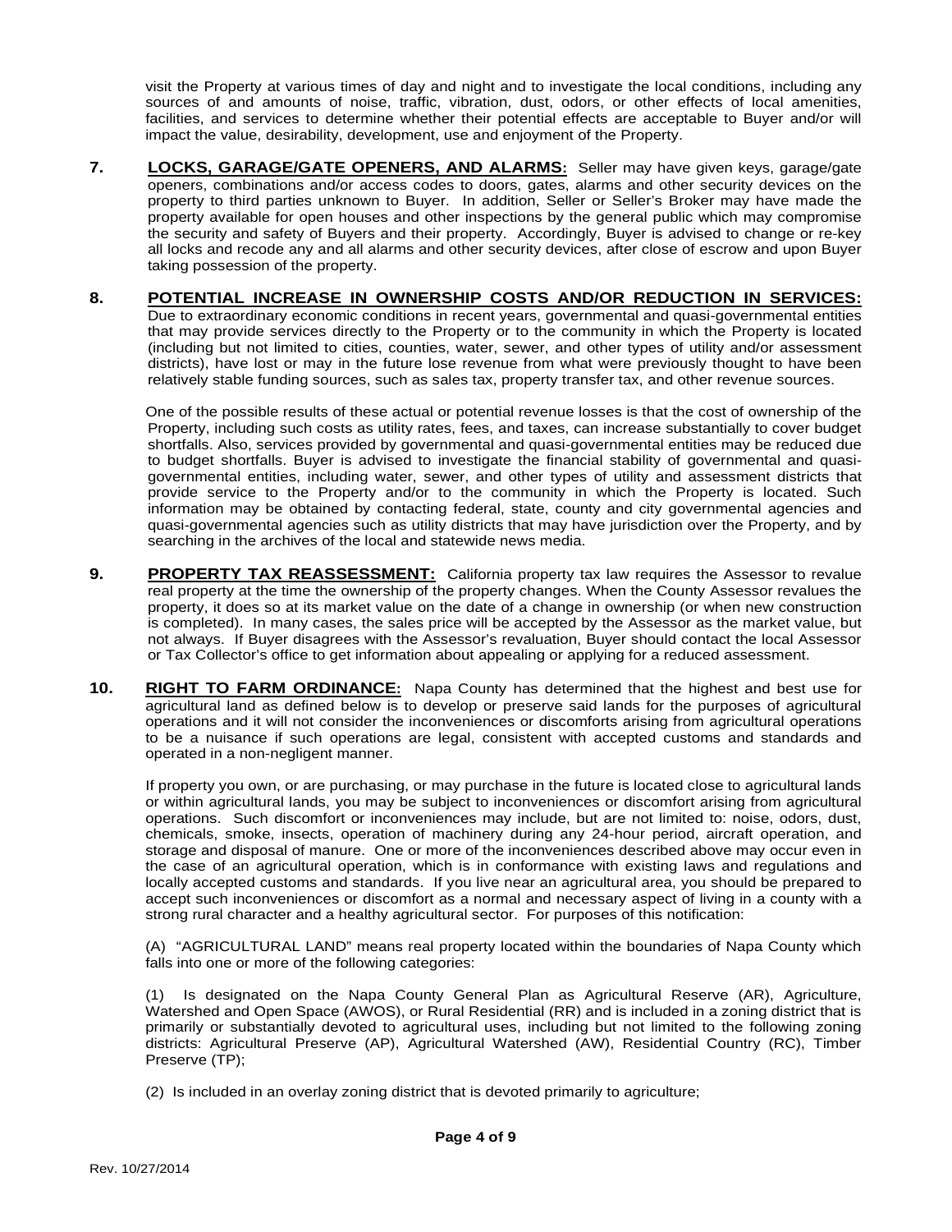visit the Property at various times of day and night and to investigate the local conditions, including any sources of and amounts of noise, traffic, vibration, dust, odors, or other effects of local amenities, facilities, and services to determine whether their potential effects are acceptable to Buyer and/or will impact the value, desirability, development, use and enjoyment of the Property.

**7. LOCKS, GARAGE/GATE OPENERS, AND ALARMS:** Seller may have given keys, garage/gate openers, combinations and/or access codes to doors, gates, alarms and other security devices on the property to third parties unknown to Buyer. In addition, Seller or Seller's Broker may have made the property available for open houses and other inspections by the general public which may compromise the security and safety of Buyers and their property. Accordingly, Buyer is advised to change or re-key all locks and recode any and all alarms and other security devices, after close of escrow and upon Buyer taking possession of the property.

**8. POTENTIAL INCREASE IN OWNERSHIP COSTS AND/OR REDUCTION IN SERVICES:** Due to extraordinary economic conditions in recent years, governmental and quasi-governmental entities that may provide services directly to the Property or to the community in which the Property is located (including but not limited to cities, counties, water, sewer, and other types of utility and/or assessment districts), have lost or may in the future lose revenue from what were previously thought to have been relatively stable funding sources, such as sales tax, property transfer tax, and other revenue sources.

One of the possible results of these actual or potential revenue losses is that the cost of ownership of the Property, including such costs as utility rates, fees, and taxes, can increase substantially to cover budget shortfalls. Also, services provided by governmental and quasi-governmental entities may be reduced due to budget shortfalls. Buyer is advised to investigate the financial stability of governmental and quasi-governmental entities, including water, sewer, and other types of utility and assessment districts that provide service to the Property and/or to the community in which the Property is located. Such information may be obtained by contacting federal, state, county and city governmental agencies and quasi-governmental agencies such as utility districts that may have jurisdiction over the Property, and by searching in the archives of the local and statewide news media.

**9. PROPERTY TAX REASSESSMENT:** California property tax law requires the Assessor to revalue real property at the time the ownership of the property changes. When the County Assessor revalues the property, it does so at its market value on the date of a change in ownership (or when new construction is completed). In many cases, the sales price will be accepted by the Assessor as the market value, but not always. If Buyer disagrees with the Assessor's revaluation, Buyer should contact the local Assessor or Tax Collector's office to get information about appealing or applying for a reduced assessment.

**10. RIGHT TO FARM ORDINANCE:** Napa County has determined that the highest and best use for agricultural land as defined below is to develop or preserve said lands for the purposes of agricultural operations and it will not consider the inconveniences or discomforts arising from agricultural operations to be a nuisance if such operations are legal, consistent with accepted customs and standards and operated in a non-negligent manner.

If property you own, or are purchasing, or may purchase in the future is located close to agricultural lands or within agricultural lands, you may be subject to inconveniences or discomfort arising from agricultural operations. Such discomfort or inconveniences may include, but are not limited to: noise, odors, dust, chemicals, smoke, insects, operation of machinery during any 24-hour period, aircraft operation, and storage and disposal of manure. One or more of the inconveniences described above may occur even in the case of an agricultural operation, which is in conformance with existing laws and regulations and locally accepted customs and standards. If you live near an agricultural area, you should be prepared to accept such inconveniences or discomfort as a normal and necessary aspect of living in a county with a strong rural character and a healthy agricultural sector. For purposes of this notification:

(A) "AGRICULTURAL LAND" means real property located within the boundaries of Napa County which falls into one or more of the following categories:

(1) Is designated on the Napa County General Plan as Agricultural Reserve (AR), Agriculture, Watershed and Open Space (AWOS), or Rural Residential (RR) and is included in a zoning district that is primarily or substantially devoted to agricultural uses, including but not limited to the following zoning districts: Agricultural Preserve (AP), Agricultural Watershed (AW), Residential Country (RC), Timber Preserve (TP);

(2) Is included in an overlay zoning district that is devoted primarily to agriculture;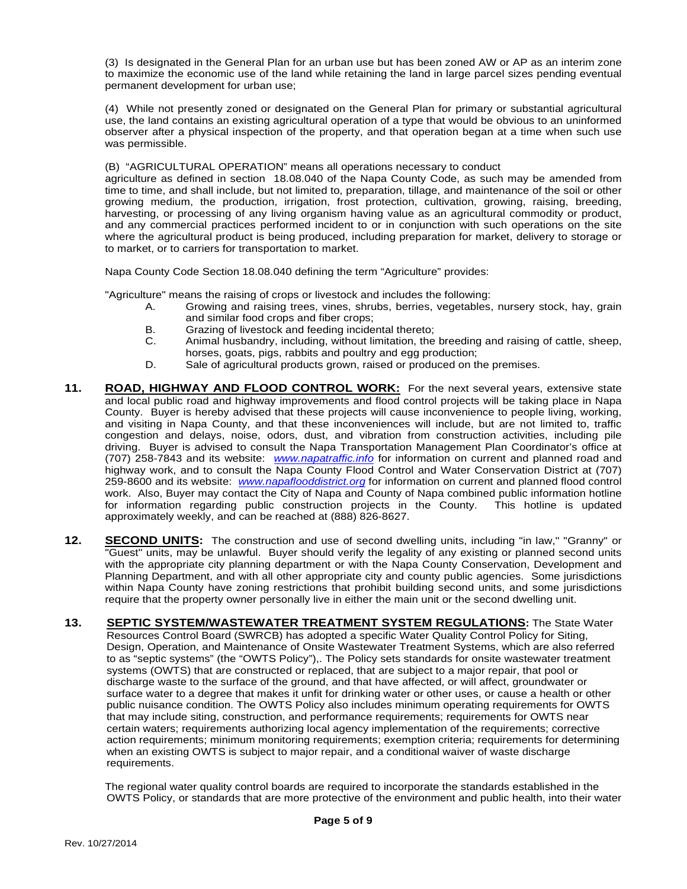(3) Is designated in the General Plan for an urban use but has been zoned AW or AP as an interim zone to maximize the economic use of the land while retaining the land in large parcel sizes pending eventual permanent development for urban use;

(4) While not presently zoned or designated on the General Plan for primary or substantial agricultural use, the land contains an existing agricultural operation of a type that would be obvious to an uninformed observer after a physical inspection of the property, and that operation began at a time when such use was permissible.

(B) "AGRICULTURAL OPERATION" means all operations necessary to conduct agriculture as defined in section 18.08.040 of the Napa County Code, as such may be amended from time to time, and shall include, but not limited to, preparation, tillage, and maintenance of the soil or other growing medium, the production, irrigation, frost protection, cultivation, growing, raising, breeding, harvesting, or processing of any living organism having value as an agricultural commodity or product, and any commercial practices performed incident to or in conjunction with such operations on the site where the agricultural product is being produced, including preparation for market, delivery to storage or to market, or to carriers for transportation to market.

Napa County Code Section 18.08.040 defining the term "Agriculture" provides:

"Agriculture" means the raising of crops or livestock and includes the following:

A. Growing and raising trees, vines, shrubs, berries, vegetables, nursery stock, hay, grain and similar food crops and fiber crops;

B. Grazing of livestock and feeding incidental thereto;

C. Animal husbandry, including, without limitation, the breeding and raising of cattle, sheep, horses, goats, pigs, rabbits and poultry and egg production;

D. Sale of agricultural products grown, raised or produced on the premises.

**11. ROAD, HIGHWAY AND FLOOD CONTROL WORK:** For the next several years, extensive state and local public road and highway improvements and flood control projects will be taking place in Napa County. Buyer is hereby advised that these projects will cause inconvenience to people living, working, and visiting in Napa County, and that these inconveniences will include, but are not limited to, traffic congestion and delays, noise, odors, dust, and vibration from construction activities, including pile driving. Buyer is advised to consult the Napa Transportation Management Plan Coordinator's office at (707) 258-7843 and its website: *www.napatraffic.info* for information on current and planned road and highway work, and to consult the Napa County Flood Control and Water Conservation District at (707) 259-8600 and its website: *www.napaflooddistrict.org* for information on current and planned flood control work. Also, Buyer may contact the City of Napa and County of Napa combined public information hotline for information regarding public construction projects in the County. This hotline is updated approximately weekly, and can be reached at (888) 826-8627.

**12. SECOND UNITS:** The construction and use of second dwelling units, including "in law," "Granny" or "Guest" units, may be unlawful. Buyer should verify the legality of any existing or planned second units with the appropriate city planning department or with the Napa County Conservation, Development and Planning Department, and with all other appropriate city and county public agencies. Some jurisdictions within Napa County have zoning restrictions that prohibit building second units, and some jurisdictions require that the property owner personally live in either the main unit or the second dwelling unit.

**13. SEPTIC SYSTEM/WASTEWATER TREATMENT SYSTEM REGULATIONS:** The State Water Resources Control Board (SWRCB) has adopted a specific Water Quality Control Policy for Siting, Design, Operation, and Maintenance of Onsite Wastewater Treatment Systems, which are also referred to as "septic systems" (the "OWTS Policy"),. The Policy sets standards for onsite wastewater treatment systems (OWTS) that are constructed or replaced, that are subject to a major repair, that pool or discharge waste to the surface of the ground, and that have affected, or will affect, groundwater or surface water to a degree that makes it unfit for drinking water or other uses, or cause a health or other public nuisance condition. The OWTS Policy also includes minimum operating requirements for OWTS that may include siting, construction, and performance requirements; requirements for OWTS near certain waters; requirements authorizing local agency implementation of the requirements; corrective action requirements; minimum monitoring requirements; exemption criteria; requirements for determining when an existing OWTS is subject to major repair, and a conditional waiver of waste discharge requirements.

The regional water quality control boards are required to incorporate the standards established in the OWTS Policy, or standards that are more protective of the environment and public health, into their water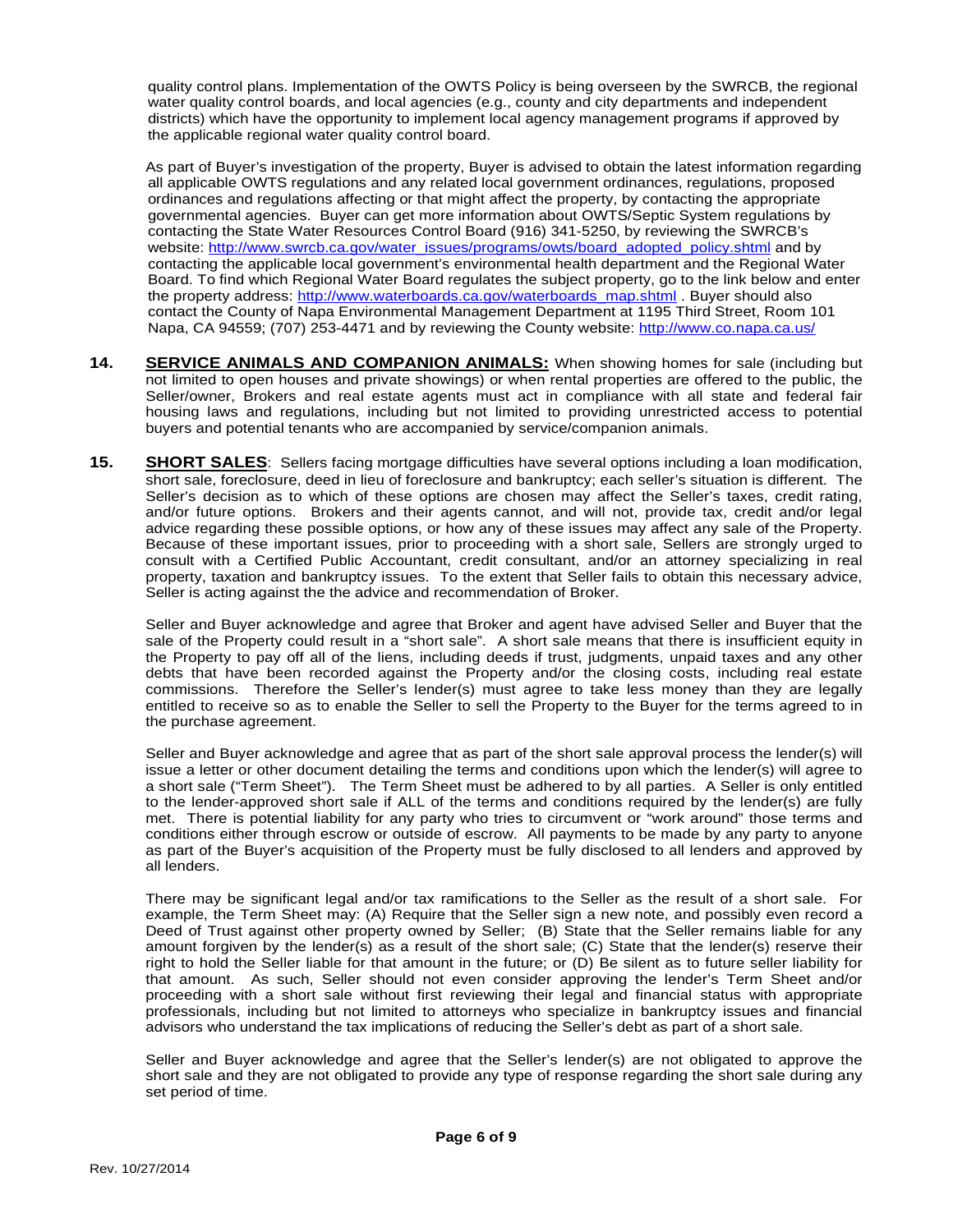quality control plans. Implementation of the OWTS Policy is being overseen by the SWRCB, the regional water quality control boards, and local agencies (e.g., county and city departments and independent districts) which have the opportunity to implement local agency management programs if approved by the applicable regional water quality control board.

As part of Buyer's investigation of the property, Buyer is advised to obtain the latest information regarding all applicable OWTS regulations and any related local government ordinances, regulations, proposed ordinances and regulations affecting or that might affect the property, by contacting the appropriate governmental agencies. Buyer can get more information about OWTS/Septic System regulations by contacting the State Water Resources Control Board (916) 341-5250, by reviewing the SWRCB's website: http://www.swrcb.ca.gov/water_issues/programs/owts/board_adopted_policy.shtml and by contacting the applicable local government's environmental health department and the Regional Water Board. To find which Regional Water Board regulates the subject property, go to the link below and enter the property address: http://www.waterboards.ca.gov/waterboards_map.shtml . Buyer should also contact the County of Napa Environmental Management Department at 1195 Third Street, Room 101 Napa, CA 94559; (707) 253-4471 and by reviewing the County website: http://www.co.napa.ca.us/

**14.** **SERVICE ANIMALS AND COMPANION ANIMALS:** When showing homes for sale (including but not limited to open houses and private showings) or when rental properties are offered to the public, the Seller/owner, Brokers and real estate agents must act in compliance with all state and federal fair housing laws and regulations, including but not limited to providing unrestricted access to potential buyers and potential tenants who are accompanied by service/companion animals.

**15.** **SHORT SALES**: Sellers facing mortgage difficulties have several options including a loan modification, short sale, foreclosure, deed in lieu of foreclosure and bankruptcy; each seller's situation is different. The Seller's decision as to which of these options are chosen may affect the Seller's taxes, credit rating, and/or future options. Brokers and their agents cannot, and will not, provide tax, credit and/or legal advice regarding these possible options, or how any of these issues may affect any sale of the Property. Because of these important issues, prior to proceeding with a short sale, Sellers are strongly urged to consult with a Certified Public Accountant, credit consultant, and/or an attorney specializing in real property, taxation and bankruptcy issues. To the extent that Seller fails to obtain this necessary advice, Seller is acting against the the advice and recommendation of Broker.

Seller and Buyer acknowledge and agree that Broker and agent have advised Seller and Buyer that the sale of the Property could result in a "short sale". A short sale means that there is insufficient equity in the Property to pay off all of the liens, including deeds if trust, judgments, unpaid taxes and any other debts that have been recorded against the Property and/or the closing costs, including real estate commissions. Therefore the Seller's lender(s) must agree to take less money than they are legally entitled to receive so as to enable the Seller to sell the Property to the Buyer for the terms agreed to in the purchase agreement.

Seller and Buyer acknowledge and agree that as part of the short sale approval process the lender(s) will issue a letter or other document detailing the terms and conditions upon which the lender(s) will agree to a short sale ("Term Sheet"). The Term Sheet must be adhered to by all parties. A Seller is only entitled to the lender-approved short sale if ALL of the terms and conditions required by the lender(s) are fully met. There is potential liability for any party who tries to circumvent or "work around" those terms and conditions either through escrow or outside of escrow. All payments to be made by any party to anyone as part of the Buyer's acquisition of the Property must be fully disclosed to all lenders and approved by all lenders.

There may be significant legal and/or tax ramifications to the Seller as the result of a short sale. For example, the Term Sheet may: (A) Require that the Seller sign a new note, and possibly even record a Deed of Trust against other property owned by Seller; (B) State that the Seller remains liable for any amount forgiven by the lender(s) as a result of the short sale; (C) State that the lender(s) reserve their right to hold the Seller liable for that amount in the future; or (D) Be silent as to future seller liability for that amount. As such, Seller should not even consider approving the lender's Term Sheet and/or proceeding with a short sale without first reviewing their legal and financial status with appropriate professionals, including but not limited to attorneys who specialize in bankruptcy issues and financial advisors who understand the tax implications of reducing the Seller's debt as part of a short sale.

Seller and Buyer acknowledge and agree that the Seller's lender(s) are not obligated to approve the short sale and they are not obligated to provide any type of response regarding the short sale during any set period of time.

Rev. 10/27/2014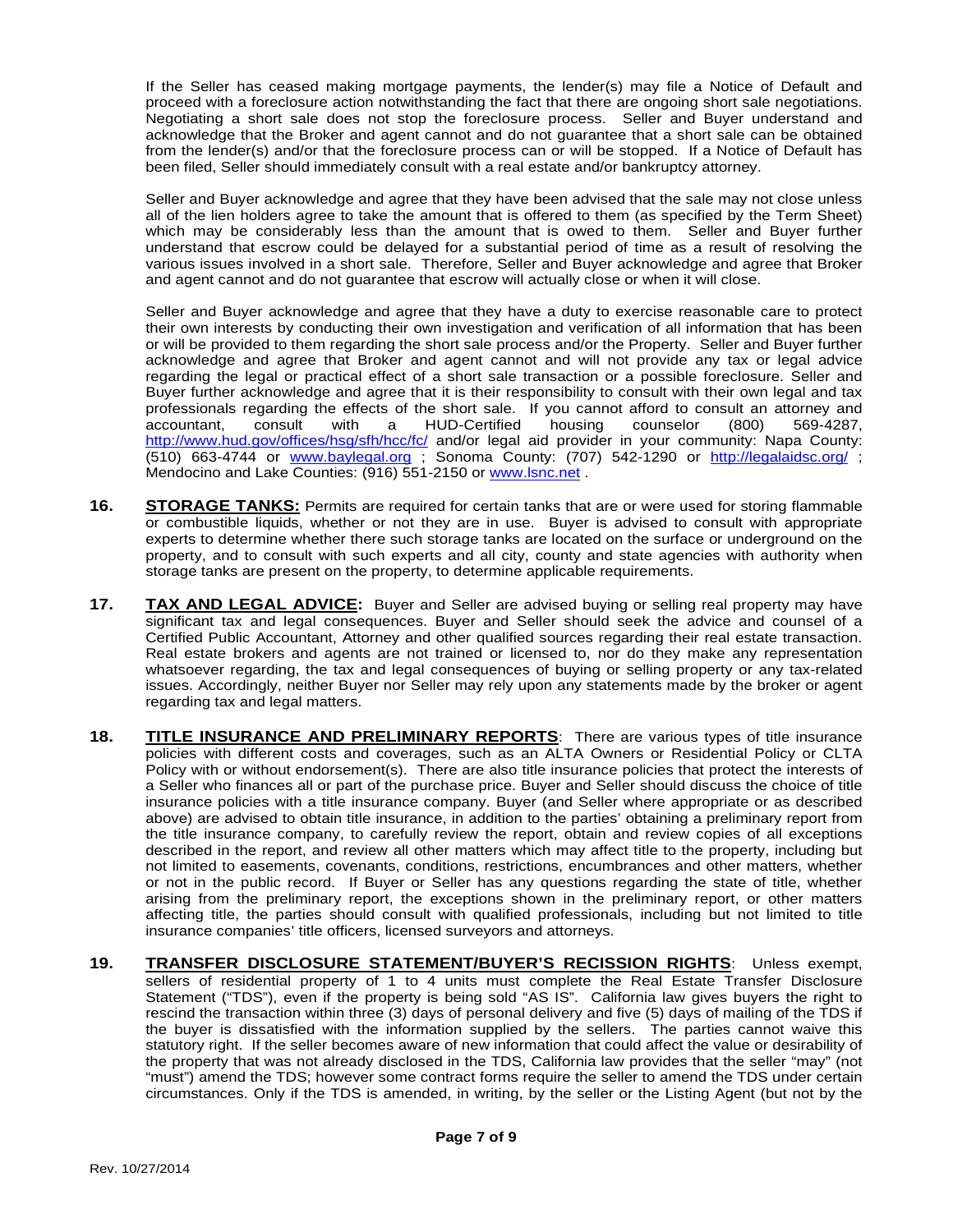If the Seller has ceased making mortgage payments, the lender(s) may file a Notice of Default and proceed with a foreclosure action notwithstanding the fact that there are ongoing short sale negotiations. Negotiating a short sale does not stop the foreclosure process. Seller and Buyer understand and acknowledge that the Broker and agent cannot and do not guarantee that a short sale can be obtained from the lender(s) and/or that the foreclosure process can or will be stopped. If a Notice of Default has been filed, Seller should immediately consult with a real estate and/or bankruptcy attorney.

Seller and Buyer acknowledge and agree that they have been advised that the sale may not close unless all of the lien holders agree to take the amount that is offered to them (as specified by the Term Sheet) which may be considerably less than the amount that is owed to them. Seller and Buyer further understand that escrow could be delayed for a substantial period of time as a result of resolving the various issues involved in a short sale. Therefore, Seller and Buyer acknowledge and agree that Broker and agent cannot and do not guarantee that escrow will actually close or when it will close.

Seller and Buyer acknowledge and agree that they have a duty to exercise reasonable care to protect their own interests by conducting their own investigation and verification of all information that has been or will be provided to them regarding the short sale process and/or the Property. Seller and Buyer further acknowledge and agree that Broker and agent cannot and will not provide any tax or legal advice regarding the legal or practical effect of a short sale transaction or a possible foreclosure. Seller and Buyer further acknowledge and agree that it is their responsibility to consult with their own legal and tax professionals regarding the effects of the short sale. If you cannot afford to consult an attorney and accountant, consult with a HUD-Certified housing counselor (800) 569-4287, http://www.hud.gov/offices/hsg/sfh/hcc/fc/ and/or legal aid provider in your community: Napa County: (510) 663-4744 or www.baylegal.org ; Sonoma County: (707) 542-1290 or http://legalaidsc.org/ ; Mendocino and Lake Counties: (916) 551-2150 or www.lsnc.net .

**16. STORAGE TANKS:** Permits are required for certain tanks that are or were used for storing flammable or combustible liquids, whether or not they are in use. Buyer is advised to consult with appropriate experts to determine whether there such storage tanks are located on the surface or underground on the property, and to consult with such experts and all city, county and state agencies with authority when storage tanks are present on the property, to determine applicable requirements.

**17. TAX AND LEGAL ADVICE:** Buyer and Seller are advised buying or selling real property may have significant tax and legal consequences. Buyer and Seller should seek the advice and counsel of a Certified Public Accountant, Attorney and other qualified sources regarding their real estate transaction. Real estate brokers and agents are not trained or licensed to, nor do they make any representation whatsoever regarding, the tax and legal consequences of buying or selling property or any tax-related issues. Accordingly, neither Buyer nor Seller may rely upon any statements made by the broker or agent regarding tax and legal matters.

**18. TITLE INSURANCE AND PRELIMINARY REPORTS:** There are various types of title insurance policies with different costs and coverages, such as an ALTA Owners or Residential Policy or CLTA Policy with or without endorsement(s). There are also title insurance policies that protect the interests of a Seller who finances all or part of the purchase price. Buyer and Seller should discuss the choice of title insurance policies with a title insurance company. Buyer (and Seller where appropriate or as described above) are advised to obtain title insurance, in addition to the parties' obtaining a preliminary report from the title insurance company, to carefully review the report, obtain and review copies of all exceptions described in the report, and review all other matters which may affect title to the property, including but not limited to easements, covenants, conditions, restrictions, encumbrances and other matters, whether or not in the public record. If Buyer or Seller has any questions regarding the state of title, whether arising from the preliminary report, the exceptions shown in the preliminary report, or other matters affecting title, the parties should consult with qualified professionals, including but not limited to title insurance companies' title officers, licensed surveyors and attorneys.

**19. TRANSFER DISCLOSURE STATEMENT/BUYER'S RECISSION RIGHTS:** Unless exempt, sellers of residential property of 1 to 4 units must complete the Real Estate Transfer Disclosure Statement ("TDS"), even if the property is being sold "AS IS". California law gives buyers the right to rescind the transaction within three (3) days of personal delivery and five (5) days of mailing of the TDS if the buyer is dissatisfied with the information supplied by the sellers. The parties cannot waive this statutory right. If the seller becomes aware of new information that could affect the value or desirability of the property that was not already disclosed in the TDS, California law provides that the seller "may" (not "must") amend the TDS; however some contract forms require the seller to amend the TDS under certain circumstances. Only if the TDS is amended, in writing, by the seller or the Listing Agent (but not by the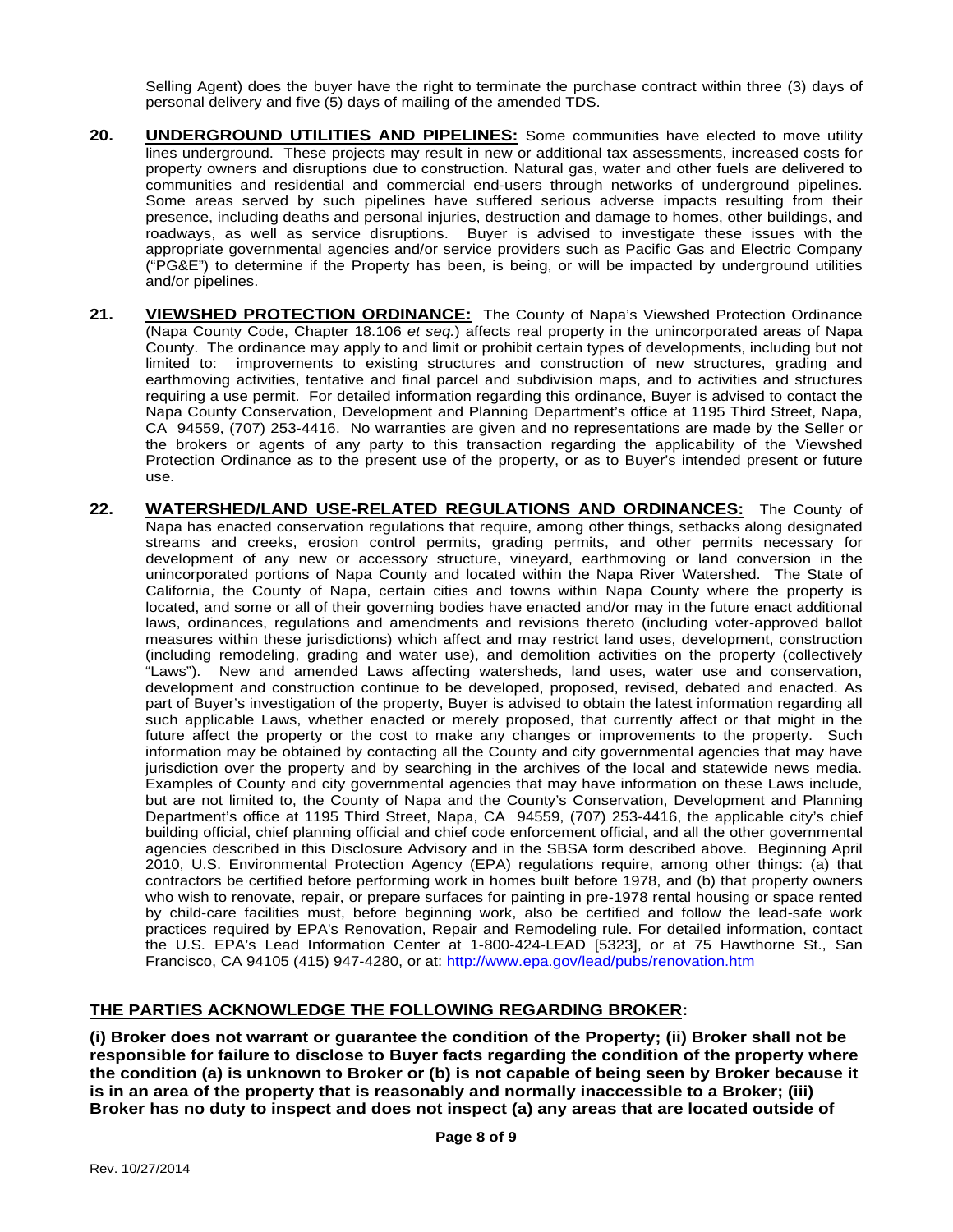Selling Agent) does the buyer have the right to terminate the purchase contract within three (3) days of personal delivery and five (5) days of mailing of the amended TDS.

**20. UNDERGROUND UTILITIES AND PIPELINES:** Some communities have elected to move utility lines underground. These projects may result in new or additional tax assessments, increased costs for property owners and disruptions due to construction. Natural gas, water and other fuels are delivered to communities and residential and commercial end-users through networks of underground pipelines. Some areas served by such pipelines have suffered serious adverse impacts resulting from their presence, including deaths and personal injuries, destruction and damage to homes, other buildings, and roadways, as well as service disruptions. Buyer is advised to investigate these issues with the appropriate governmental agencies and/or service providers such as Pacific Gas and Electric Company ("PG&E") to determine if the Property has been, is being, or will be impacted by underground utilities and/or pipelines.

**21. VIEWSHED PROTECTION ORDINANCE:** The County of Napa's Viewshed Protection Ordinance (Napa County Code, Chapter 18.106 *et seq.*) affects real property in the unincorporated areas of Napa County. The ordinance may apply to and limit or prohibit certain types of developments, including but not limited to: improvements to existing structures and construction of new structures, grading and earthmoving activities, tentative and final parcel and subdivision maps, and to activities and structures requiring a use permit. For detailed information regarding this ordinance, Buyer is advised to contact the Napa County Conservation, Development and Planning Department's office at 1195 Third Street, Napa, CA 94559, (707) 253-4416. No warranties are given and no representations are made by the Seller or the brokers or agents of any party to this transaction regarding the applicability of the Viewshed Protection Ordinance as to the present use of the property, or as to Buyer's intended present or future use.

**22. WATERSHED/LAND USE-RELATED REGULATIONS AND ORDINANCES:** The County of Napa has enacted conservation regulations that require, among other things, setbacks along designated streams and creeks, erosion control permits, grading permits, and other permits necessary for development of any new or accessory structure, vineyard, earthmoving or land conversion in the unincorporated portions of Napa County and located within the Napa River Watershed. The State of California, the County of Napa, certain cities and towns within Napa County where the property is located, and some or all of their governing bodies have enacted and/or may in the future enact additional laws, ordinances, regulations and amendments and revisions thereto (including voter-approved ballot measures within these jurisdictions) which affect and may restrict land uses, development, construction (including remodeling, grading and water use), and demolition activities on the property (collectively "Laws"). New and amended Laws affecting watersheds, land uses, water use and conservation, development and construction continue to be developed, proposed, revised, debated and enacted. As part of Buyer's investigation of the property, Buyer is advised to obtain the latest information regarding all such applicable Laws, whether enacted or merely proposed, that currently affect or that might in the future affect the property or the cost to make any changes or improvements to the property. Such information may be obtained by contacting all the County and city governmental agencies that may have jurisdiction over the property and by searching in the archives of the local and statewide news media. Examples of County and city governmental agencies that may have information on these Laws include, but are not limited to, the County of Napa and the County's Conservation, Development and Planning Department's office at 1195 Third Street, Napa, CA 94559, (707) 253-4416, the applicable city's chief building official, chief planning official and chief code enforcement official, and all the other governmental agencies described in this Disclosure Advisory and in the SBSA form described above. Beginning April 2010, U.S. Environmental Protection Agency (EPA) regulations require, among other things: (a) that contractors be certified before performing work in homes built before 1978, and (b) that property owners who wish to renovate, repair, or prepare surfaces for painting in pre-1978 rental housing or space rented by child-care facilities must, before beginning work, also be certified and follow the lead-safe work practices required by EPA's Renovation, Repair and Remodeling rule. For detailed information, contact the U.S. EPA's Lead Information Center at 1-800-424-LEAD [5323], or at 75 Hawthorne St., San Francisco, CA 94105 (415) 947-4280, or at: http://www.epa.gov/lead/pubs/renovation.htm

**THE PARTIES ACKNOWLEDGE THE FOLLOWING REGARDING BROKER:**

**(i) Broker does not warrant or guarantee the condition of the Property; (ii) Broker shall not be responsible for failure to disclose to Buyer facts regarding the condition of the property where the condition (a) is unknown to Broker or (b) is not capable of being seen by Broker because it is in an area of the property that is reasonably and normally inaccessible to a Broker; (iii) Broker has no duty to inspect and does not inspect (a) any areas that are located outside of**

Rev. 10/27/2014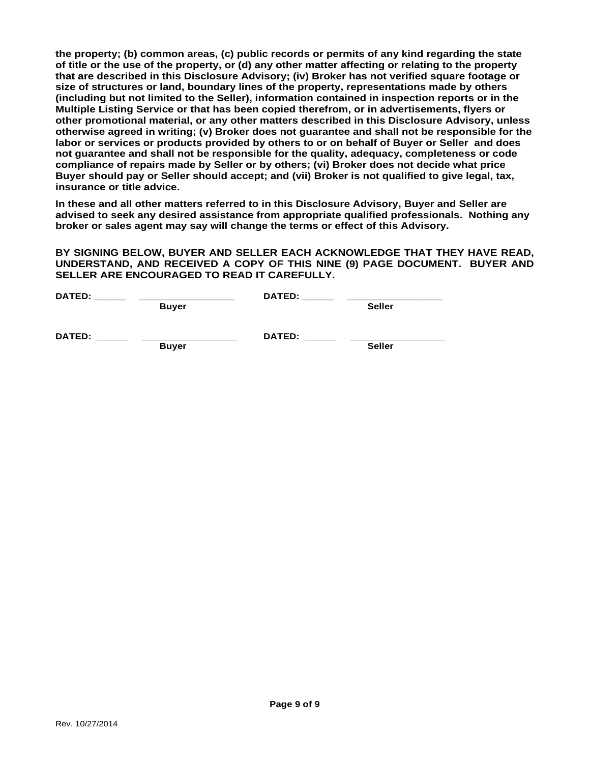**the property; (b) common areas, (c) public records or permits of any kind regarding the state of title or the use of the property, or (d) any other matter affecting or relating to the property that are described in this Disclosure Advisory; (iv) Broker has not verified square footage or size of structures or land, boundary lines of the property, representations made by others (including but not limited to the Seller), information contained in inspection reports or in the Multiple Listing Service or that has been copied therefrom, or in advertisements, flyers or other promotional material, or any other matters described in this Disclosure Advisory, unless otherwise agreed in writing; (v) Broker does not guarantee and shall not be responsible for the labor or services or products provided by others to or on behalf of Buyer or Seller and does not guarantee and shall not be responsible for the quality, adequacy, completeness or code compliance of repairs made by Seller or by others; (vi) Broker does not decide what price Buyer should pay or Seller should accept; and (vii) Broker is not qualified to give legal, tax, insurance or title advice.**

**In these and all other matters referred to in this Disclosure Advisory, Buyer and Seller are advised to seek any desired assistance from appropriate qualified professionals. Nothing any broker or sales agent may say will change the terms or effect of this Advisory.**

**BY SIGNING BELOW, BUYER AND SELLER EACH ACKNOWLEDGE THAT THEY HAVE READ, UNDERSTAND, AND RECEIVED A COPY OF THIS NINE (9) PAGE DOCUMENT. BUYER AND SELLER ARE ENCOURAGED TO READ IT CAREFULLY.**

**DATED:** ______ _________________ **DATED:** ______ _________________
**Buyer** **Seller**

**DATED:** ______ _________________ **DATED:** ______ _________________
**Buyer** **Seller**

Rev. 10/27/2014